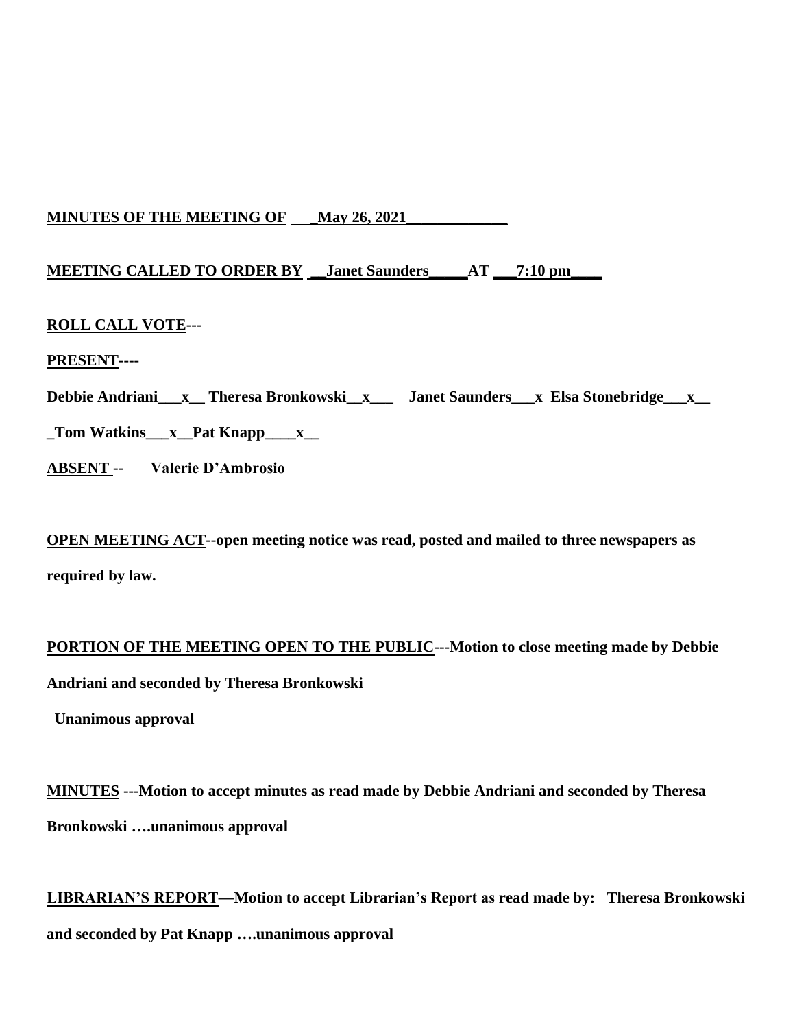**MINUTES OF THE MEETING OF ___May 26, 2021_____________**

**MEETING CALLED TO ORDER BY __Janet Saunders_____AT ___7:10 pm____**

**ROLL CALL VOTE---**

**PRESENT----**

**Debbie Andriani___x__ Theresa Bronkowski__x___ Janet Saunders___x Elsa Stonebridge___x__**

**_Tom Watkins___x__Pat Knapp____x__**

**ABSENT -- Valerie D'Ambrosio**

**OPEN MEETING ACT--open meeting notice was read, posted and mailed to three newspapers as required by law.**

**PORTION OF THE MEETING OPEN TO THE PUBLIC---Motion to close meeting made by Debbie Andriani and seconded by Theresa Bronkowski**

**Unanimous approval**

**MINUTES ---Motion to accept minutes as read made by Debbie Andriani and seconded by Theresa Bronkowski ….unanimous approval**

**LIBRARIAN'S REPORT—Motion to accept Librarian's Report as read made by: Theresa Bronkowski and seconded by Pat Knapp ….unanimous approval**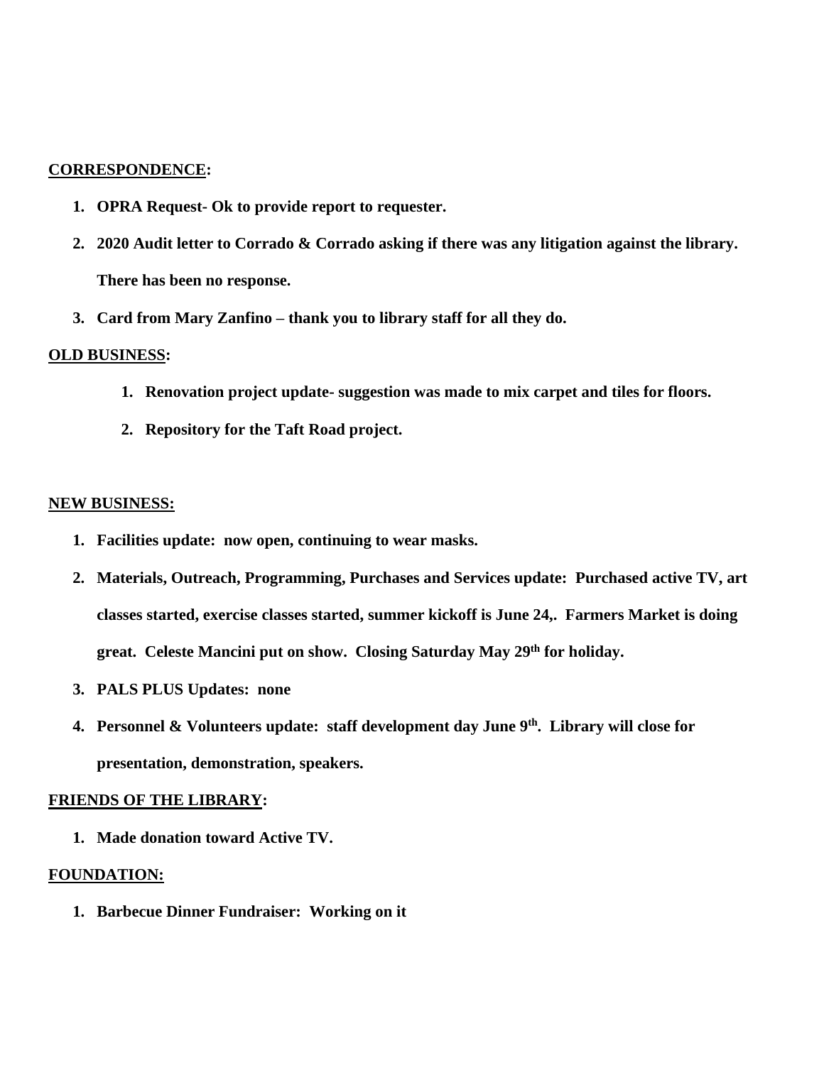**<u>CORRESPONDENCE</u>:**

1. **OPRA Request- Ok to provide report to requester.**
2. **2020 Audit letter to Corrado & Corrado asking if there was any litigation against the library. There has been no response.**
3. **Card from Mary Zanfino – thank you to library staff for all they do.**

**<u>OLD BUSINESS</u>:**

1. **Renovation project update- suggestion was made to mix carpet and tiles for floors.**
2. **Repository for the Taft Road project.**

**<u>NEW BUSINESS:</u>**

1. **Facilities update: now open, continuing to wear masks.**
2. **Materials, Outreach, Programming, Purchases and Services update: Purchased active TV, art classes started, exercise classes started, summer kickoff is June 24,. Farmers Market is doing great. Celeste Mancini put on show. Closing Saturday May 29th for holiday.**
3. **PALS PLUS Updates: none**
4. **Personnel & Volunteers update: staff development day June 9th. Library will close for presentation, demonstration, speakers.**

**<u>FRIENDS OF THE LIBRARY</u>:**

1. **Made donation toward Active TV.**

**<u>FOUNDATION:</u>**

1. **Barbecue Dinner Fundraiser: Working on it**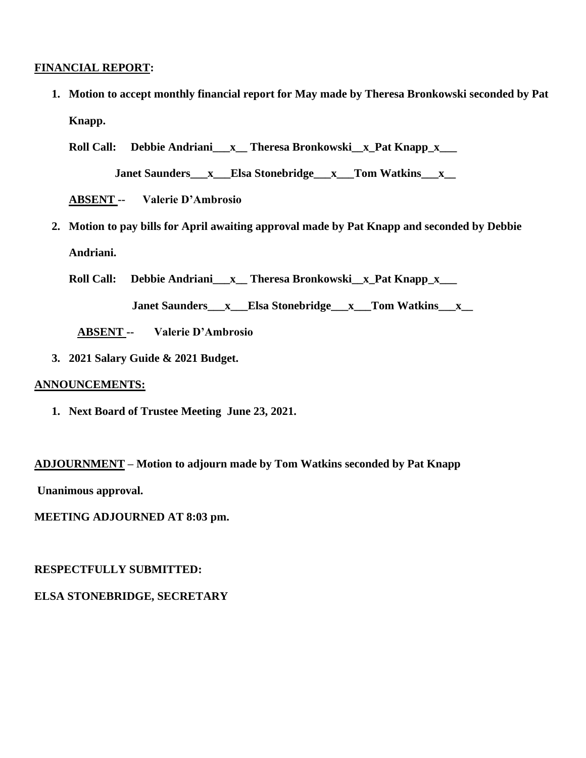**FINANCIAL REPORT:**

1. **Motion to accept monthly financial report for May made by Theresa Bronkowski seconded by Pat Knapp.**

   **Roll Call: Debbie Andriani___x__ Theresa Bronkowski__x_Pat Knapp_x___**

   **Janet Saunders___x___Elsa Stonebridge___x___Tom Watkins___x__**

   **ABSENT -- Valerie D'Ambrosio**

2. **Motion to pay bills for April awaiting approval made by Pat Knapp and seconded by Debbie Andriani.**

   **Roll Call: Debbie Andriani___x__ Theresa Bronkowski__x_Pat Knapp_x___**

   **Janet Saunders___x___Elsa Stonebridge___x___Tom Watkins___x__**

   **ABSENT -- Valerie D'Ambrosio**

3. **2021 Salary Guide & 2021 Budget.**

**ANNOUNCEMENTS:**

1. **Next Board of Trustee Meeting June 23, 2021.**

**ADJOURNMENT – Motion to adjourn made by Tom Watkins seconded by Pat Knapp**

**Unanimous approval.**

**MEETING ADJOURNED AT 8:03 pm.**

**RESPECTFULLY SUBMITTED:**

**ELSA STONEBRIDGE, SECRETARY**